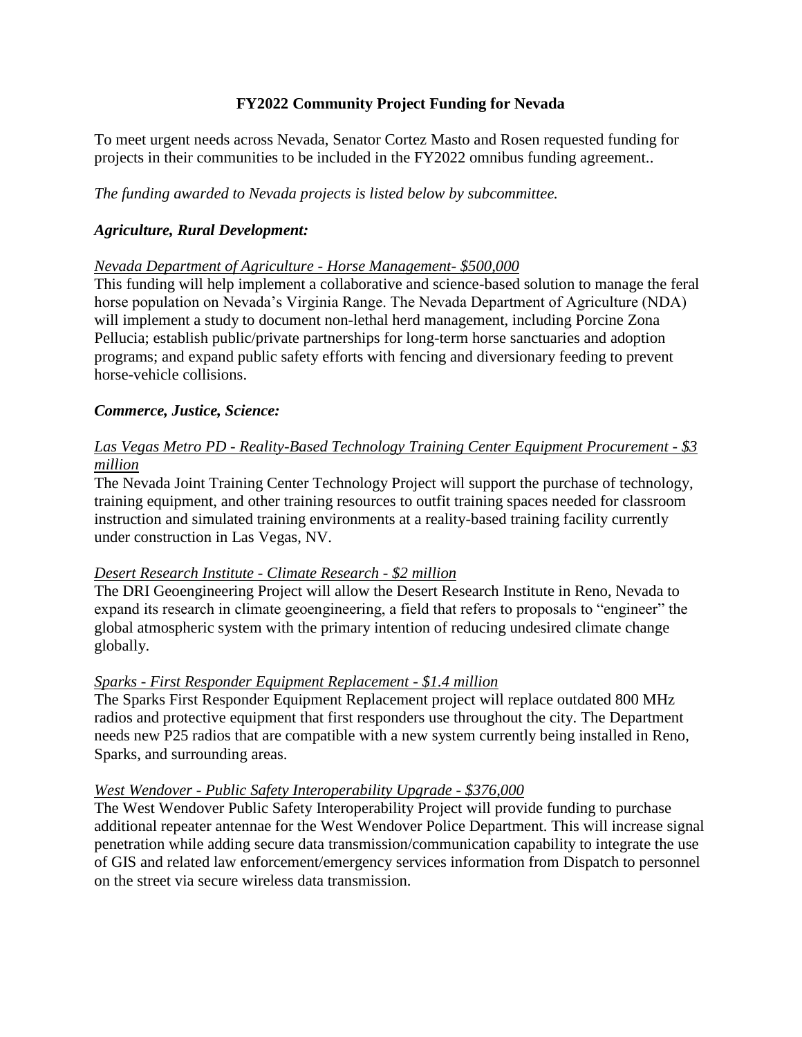# FY2022 Community Project Funding for Nevada

To meet urgent needs across Nevada, Senator Cortez Masto and Rosen requested funding for projects in their communities to be included in the FY2022 omnibus funding agreement..

*The funding awarded to Nevada projects is listed below by subcommittee.*

## *Agriculture, Rural Development:*

*Nevada Department of Agriculture - Horse Management- $500,000*

This funding will help implement a collaborative and science-based solution to manage the feral horse population on Nevada's Virginia Range. The Nevada Department of Agriculture (NDA) will implement a study to document non-lethal herd management, including Porcine Zona Pellucia; establish public/private partnerships for long-term horse sanctuaries and adoption programs; and expand public safety efforts with fencing and diversionary feeding to prevent horse-vehicle collisions.

## *Commerce, Justice, Science:*

*Las Vegas Metro PD - Reality-Based Technology Training Center Equipment Procurement - $3 million*

The Nevada Joint Training Center Technology Project will support the purchase of technology, training equipment, and other training resources to outfit training spaces needed for classroom instruction and simulated training environments at a reality-based training facility currently under construction in Las Vegas, NV.

*Desert Research Institute - Climate Research - $2 million*

The DRI Geoengineering Project will allow the Desert Research Institute in Reno, Nevada to expand its research in climate geoengineering, a field that refers to proposals to "engineer" the global atmospheric system with the primary intention of reducing undesired climate change globally.

*Sparks - First Responder Equipment Replacement - $1.4 million*

The Sparks First Responder Equipment Replacement project will replace outdated 800 MHz radios and protective equipment that first responders use throughout the city. The Department needs new P25 radios that are compatible with a new system currently being installed in Reno, Sparks, and surrounding areas.

*West Wendover - Public Safety Interoperability Upgrade - $376,000*

The West Wendover Public Safety Interoperability Project will provide funding to purchase additional repeater antennae for the West Wendover Police Department. This will increase signal penetration while adding secure data transmission/communication capability to integrate the use of GIS and related law enforcement/emergency services information from Dispatch to personnel on the street via secure wireless data transmission.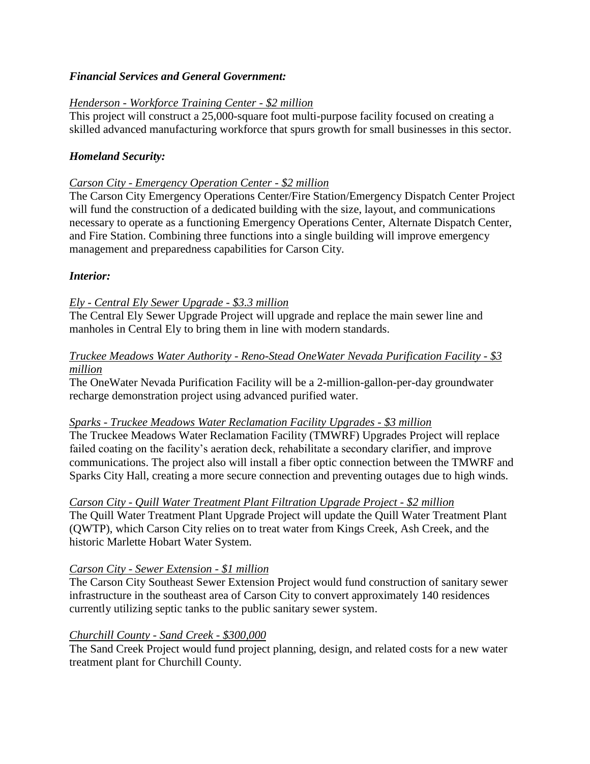### *Financial Services and General Government:*

*Henderson - Workforce Training Center - $2 million*

This project will construct a 25,000-square foot multi-purpose facility focused on creating a skilled advanced manufacturing workforce that spurs growth for small businesses in this sector.

### *Homeland Security:*

*Carson City - Emergency Operation Center - $2 million*

The Carson City Emergency Operations Center/Fire Station/Emergency Dispatch Center Project will fund the construction of a dedicated building with the size, layout, and communications necessary to operate as a functioning Emergency Operations Center, Alternate Dispatch Center, and Fire Station. Combining three functions into a single building will improve emergency management and preparedness capabilities for Carson City.

### *Interior:*

*Ely - Central Ely Sewer Upgrade - $3.3 million*

The Central Ely Sewer Upgrade Project will upgrade and replace the main sewer line and manholes in Central Ely to bring them in line with modern standards.

*Truckee Meadows Water Authority - Reno-Stead OneWater Nevada Purification Facility - $3 million*

The OneWater Nevada Purification Facility will be a 2-million-gallon-per-day groundwater recharge demonstration project using advanced purified water.

*Sparks - Truckee Meadows Water Reclamation Facility Upgrades - $3 million*

The Truckee Meadows Water Reclamation Facility (TMWRF) Upgrades Project will replace failed coating on the facility's aeration deck, rehabilitate a secondary clarifier, and improve communications. The project also will install a fiber optic connection between the TMWRF and Sparks City Hall, creating a more secure connection and preventing outages due to high winds.

*Carson City - Quill Water Treatment Plant Filtration Upgrade Project - $2 million*

The Quill Water Treatment Plant Upgrade Project will update the Quill Water Treatment Plant (QWTP), which Carson City relies on to treat water from Kings Creek, Ash Creek, and the historic Marlette Hobart Water System.

*Carson City - Sewer Extension - $1 million*

The Carson City Southeast Sewer Extension Project would fund construction of sanitary sewer infrastructure in the southeast area of Carson City to convert approximately 140 residences currently utilizing septic tanks to the public sanitary sewer system.

*Churchill County - Sand Creek - $300,000*

The Sand Creek Project would fund project planning, design, and related costs for a new water treatment plant for Churchill County.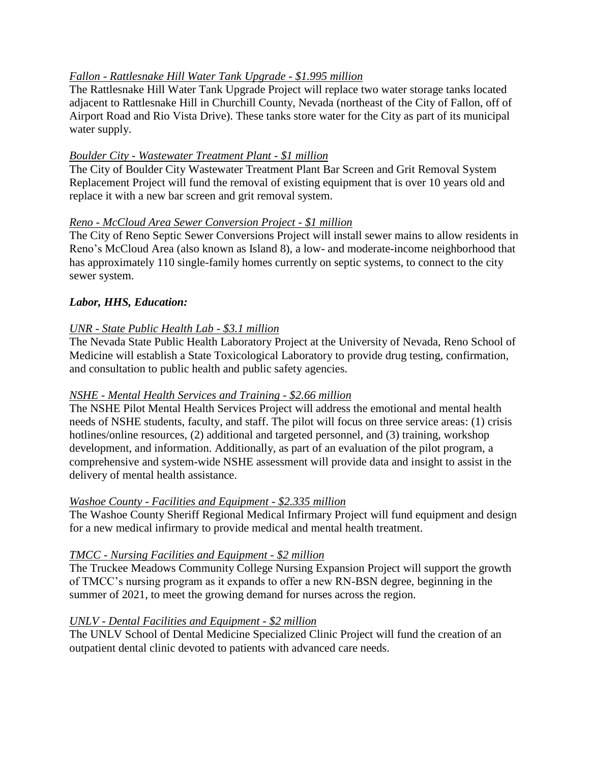*Fallon - Rattlesnake Hill Water Tank Upgrade - $1.995 million*

The Rattlesnake Hill Water Tank Upgrade Project will replace two water storage tanks located adjacent to Rattlesnake Hill in Churchill County, Nevada (northeast of the City of Fallon, off of Airport Road and Rio Vista Drive). These tanks store water for the City as part of its municipal water supply.

*Boulder City - Wastewater Treatment Plant - $1 million*

The City of Boulder City Wastewater Treatment Plant Bar Screen and Grit Removal System Replacement Project will fund the removal of existing equipment that is over 10 years old and replace it with a new bar screen and grit removal system.

*Reno - McCloud Area Sewer Conversion Project - $1 million*

The City of Reno Septic Sewer Conversions Project will install sewer mains to allow residents in Reno's McCloud Area (also known as Island 8), a low- and moderate-income neighborhood that has approximately 110 single-family homes currently on septic systems, to connect to the city sewer system.

***Labor, HHS, Education:***

*UNR - State Public Health Lab - $3.1 million*

The Nevada State Public Health Laboratory Project at the University of Nevada, Reno School of Medicine will establish a State Toxicological Laboratory to provide drug testing, confirmation, and consultation to public health and public safety agencies.

*NSHE - Mental Health Services and Training - $2.66 million*

The NSHE Pilot Mental Health Services Project will address the emotional and mental health needs of NSHE students, faculty, and staff. The pilot will focus on three service areas: (1) crisis hotlines/online resources, (2) additional and targeted personnel, and (3) training, workshop development, and information. Additionally, as part of an evaluation of the pilot program, a comprehensive and system-wide NSHE assessment will provide data and insight to assist in the delivery of mental health assistance.

*Washoe County - Facilities and Equipment - $2.335 million*

The Washoe County Sheriff Regional Medical Infirmary Project will fund equipment and design for a new medical infirmary to provide medical and mental health treatment.

*TMCC - Nursing Facilities and Equipment - $2 million*

The Truckee Meadows Community College Nursing Expansion Project will support the growth of TMCC's nursing program as it expands to offer a new RN-BSN degree, beginning in the summer of 2021, to meet the growing demand for nurses across the region.

*UNLV - Dental Facilities and Equipment - $2 million*

The UNLV School of Dental Medicine Specialized Clinic Project will fund the creation of an outpatient dental clinic devoted to patients with advanced care needs.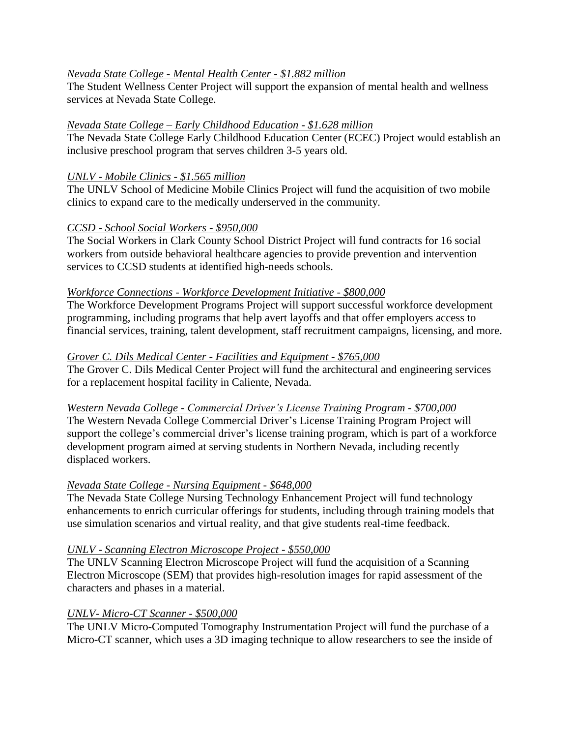*Nevada State College - Mental Health Center - $1.882 million*
The Student Wellness Center Project will support the expansion of mental health and wellness services at Nevada State College.

*Nevada State College – Early Childhood Education - $1.628 million*
The Nevada State College Early Childhood Education Center (ECEC) Project would establish an inclusive preschool program that serves children 3-5 years old.

*UNLV - Mobile Clinics - $1.565 million*
The UNLV School of Medicine Mobile Clinics Project will fund the acquisition of two mobile clinics to expand care to the medically underserved in the community.

*CCSD - School Social Workers - $950,000*
The Social Workers in Clark County School District Project will fund contracts for 16 social workers from outside behavioral healthcare agencies to provide prevention and intervention services to CCSD students at identified high-needs schools.

*Workforce Connections - Workforce Development Initiative - $800,000*
The Workforce Development Programs Project will support successful workforce development programming, including programs that help avert layoffs and that offer employers access to financial services, training, talent development, staff recruitment campaigns, licensing, and more.

*Grover C. Dils Medical Center - Facilities and Equipment - $765,000*
The Grover C. Dils Medical Center Project will fund the architectural and engineering services for a replacement hospital facility in Caliente, Nevada.

*Western Nevada College - Commercial Driver's License Training Program - $700,000*
The Western Nevada College Commercial Driver's License Training Program Project will support the college's commercial driver's license training program, which is part of a workforce development program aimed at serving students in Northern Nevada, including recently displaced workers.

*Nevada State College - Nursing Equipment - $648,000*
The Nevada State College Nursing Technology Enhancement Project will fund technology enhancements to enrich curricular offerings for students, including through training models that use simulation scenarios and virtual reality, and that give students real-time feedback.

*UNLV - Scanning Electron Microscope Project - $550,000*
The UNLV Scanning Electron Microscope Project will fund the acquisition of a Scanning Electron Microscope (SEM) that provides high-resolution images for rapid assessment of the characters and phases in a material.

*UNLV- Micro-CT Scanner - $500,000*
The UNLV Micro-Computed Tomography Instrumentation Project will fund the purchase of a Micro-CT scanner, which uses a 3D imaging technique to allow researchers to see the inside of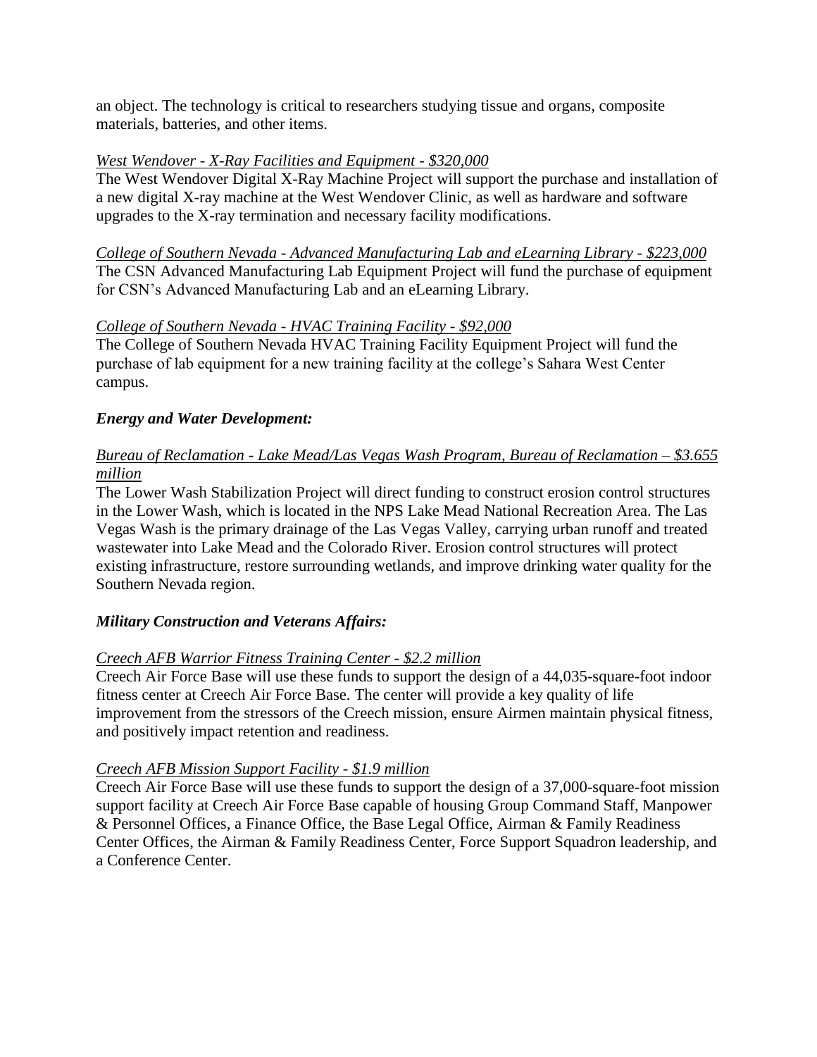an object. The technology is critical to researchers studying tissue and organs, composite materials, batteries, and other items.

*West Wendover - X-Ray Facilities and Equipment - $320,000*

The West Wendover Digital X-Ray Machine Project will support the purchase and installation of a new digital X-ray machine at the West Wendover Clinic, as well as hardware and software upgrades to the X-ray termination and necessary facility modifications.

*College of Southern Nevada - Advanced Manufacturing Lab and eLearning Library - $223,000*

The CSN Advanced Manufacturing Lab Equipment Project will fund the purchase of equipment for CSN's Advanced Manufacturing Lab and an eLearning Library.

*College of Southern Nevada - HVAC Training Facility - $92,000*

The College of Southern Nevada HVAC Training Facility Equipment Project will fund the purchase of lab equipment for a new training facility at the college's Sahara West Center campus.

***Energy and Water Development:***

*Bureau of Reclamation - Lake Mead/Las Vegas Wash Program, Bureau of Reclamation – $3.655 million*

The Lower Wash Stabilization Project will direct funding to construct erosion control structures in the Lower Wash, which is located in the NPS Lake Mead National Recreation Area. The Las Vegas Wash is the primary drainage of the Las Vegas Valley, carrying urban runoff and treated wastewater into Lake Mead and the Colorado River. Erosion control structures will protect existing infrastructure, restore surrounding wetlands, and improve drinking water quality for the Southern Nevada region.

***Military Construction and Veterans Affairs:***

*Creech AFB Warrior Fitness Training Center - $2.2 million*

Creech Air Force Base will use these funds to support the design of a 44,035-square-foot indoor fitness center at Creech Air Force Base. The center will provide a key quality of life improvement from the stressors of the Creech mission, ensure Airmen maintain physical fitness, and positively impact retention and readiness.

*Creech AFB Mission Support Facility - $1.9 million*

Creech Air Force Base will use these funds to support the design of a 37,000-square-foot mission support facility at Creech Air Force Base capable of housing Group Command Staff, Manpower & Personnel Offices, a Finance Office, the Base Legal Office, Airman & Family Readiness Center Offices, the Airman & Family Readiness Center, Force Support Squadron leadership, and a Conference Center.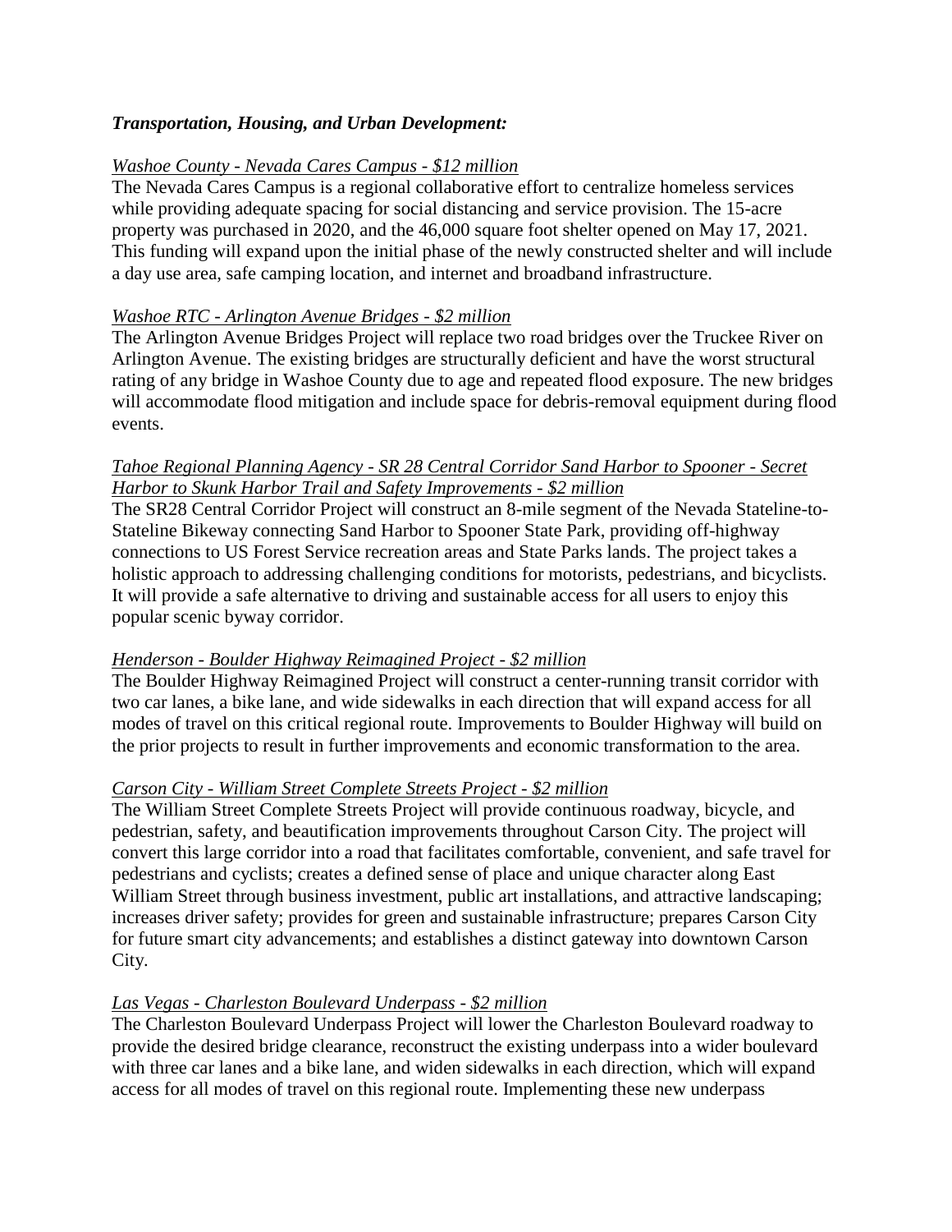***Transportation, Housing, and Urban Development:***

*Washoe County - Nevada Cares Campus - $12 million*

The Nevada Cares Campus is a regional collaborative effort to centralize homeless services while providing adequate spacing for social distancing and service provision. The 15-acre property was purchased in 2020, and the 46,000 square foot shelter opened on May 17, 2021. This funding will expand upon the initial phase of the newly constructed shelter and will include a day use area, safe camping location, and internet and broadband infrastructure.

*Washoe RTC - Arlington Avenue Bridges - $2 million*

The Arlington Avenue Bridges Project will replace two road bridges over the Truckee River on Arlington Avenue. The existing bridges are structurally deficient and have the worst structural rating of any bridge in Washoe County due to age and repeated flood exposure. The new bridges will accommodate flood mitigation and include space for debris-removal equipment during flood events.

*Tahoe Regional Planning Agency - SR 28 Central Corridor Sand Harbor to Spooner - Secret Harbor to Skunk Harbor Trail and Safety Improvements - $2 million*

The SR28 Central Corridor Project will construct an 8-mile segment of the Nevada Stateline-to-Stateline Bikeway connecting Sand Harbor to Spooner State Park, providing off-highway connections to US Forest Service recreation areas and State Parks lands. The project takes a holistic approach to addressing challenging conditions for motorists, pedestrians, and bicyclists. It will provide a safe alternative to driving and sustainable access for all users to enjoy this popular scenic byway corridor.

*Henderson - Boulder Highway Reimagined Project - $2 million*

The Boulder Highway Reimagined Project will construct a center-running transit corridor with two car lanes, a bike lane, and wide sidewalks in each direction that will expand access for all modes of travel on this critical regional route. Improvements to Boulder Highway will build on the prior projects to result in further improvements and economic transformation to the area.

*Carson City - William Street Complete Streets Project - $2 million*

The William Street Complete Streets Project will provide continuous roadway, bicycle, and pedestrian, safety, and beautification improvements throughout Carson City. The project will convert this large corridor into a road that facilitates comfortable, convenient, and safe travel for pedestrians and cyclists; creates a defined sense of place and unique character along East William Street through business investment, public art installations, and attractive landscaping; increases driver safety; provides for green and sustainable infrastructure; prepares Carson City for future smart city advancements; and establishes a distinct gateway into downtown Carson City.

*Las Vegas - Charleston Boulevard Underpass - $2 million*

The Charleston Boulevard Underpass Project will lower the Charleston Boulevard roadway to provide the desired bridge clearance, reconstruct the existing underpass into a wider boulevard with three car lanes and a bike lane, and widen sidewalks in each direction, which will expand access for all modes of travel on this regional route. Implementing these new underpass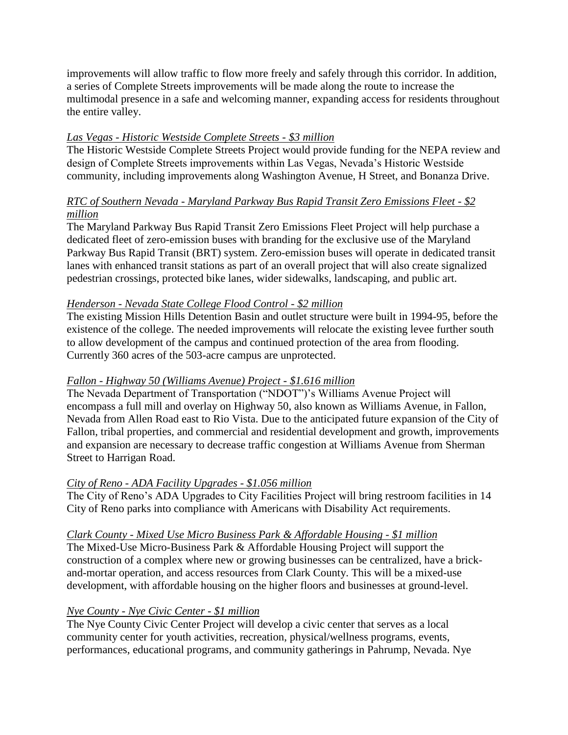improvements will allow traffic to flow more freely and safely through this corridor. In addition, a series of Complete Streets improvements will be made along the route to increase the multimodal presence in a safe and welcoming manner, expanding access for residents throughout the entire valley.

*Las Vegas - Historic Westside Complete Streets - $3 million*

The Historic Westside Complete Streets Project would provide funding for the NEPA review and design of Complete Streets improvements within Las Vegas, Nevada's Historic Westside community, including improvements along Washington Avenue, H Street, and Bonanza Drive.

*RTC of Southern Nevada - Maryland Parkway Bus Rapid Transit Zero Emissions Fleet - $2 million*

The Maryland Parkway Bus Rapid Transit Zero Emissions Fleet Project will help purchase a dedicated fleet of zero-emission buses with branding for the exclusive use of the Maryland Parkway Bus Rapid Transit (BRT) system. Zero-emission buses will operate in dedicated transit lanes with enhanced transit stations as part of an overall project that will also create signalized pedestrian crossings, protected bike lanes, wider sidewalks, landscaping, and public art.

*Henderson - Nevada State College Flood Control - $2 million*

The existing Mission Hills Detention Basin and outlet structure were built in 1994-95, before the existence of the college. The needed improvements will relocate the existing levee further south to allow development of the campus and continued protection of the area from flooding. Currently 360 acres of the 503-acre campus are unprotected.

*Fallon - Highway 50 (Williams Avenue) Project - $1.616 million*

The Nevada Department of Transportation ("NDOT")'s Williams Avenue Project will encompass a full mill and overlay on Highway 50, also known as Williams Avenue, in Fallon, Nevada from Allen Road east to Rio Vista. Due to the anticipated future expansion of the City of Fallon, tribal properties, and commercial and residential development and growth, improvements and expansion are necessary to decrease traffic congestion at Williams Avenue from Sherman Street to Harrigan Road.

*City of Reno - ADA Facility Upgrades - $1.056 million*

The City of Reno's ADA Upgrades to City Facilities Project will bring restroom facilities in 14 City of Reno parks into compliance with Americans with Disability Act requirements.

*Clark County - Mixed Use Micro Business Park & Affordable Housing - $1 million*

The Mixed-Use Micro-Business Park & Affordable Housing Project will support the construction of a complex where new or growing businesses can be centralized, have a brick-and-mortar operation, and access resources from Clark County. This will be a mixed-use development, with affordable housing on the higher floors and businesses at ground-level.

*Nye County - Nye Civic Center - $1 million*

The Nye County Civic Center Project will develop a civic center that serves as a local community center for youth activities, recreation, physical/wellness programs, events, performances, educational programs, and community gatherings in Pahrump, Nevada. Nye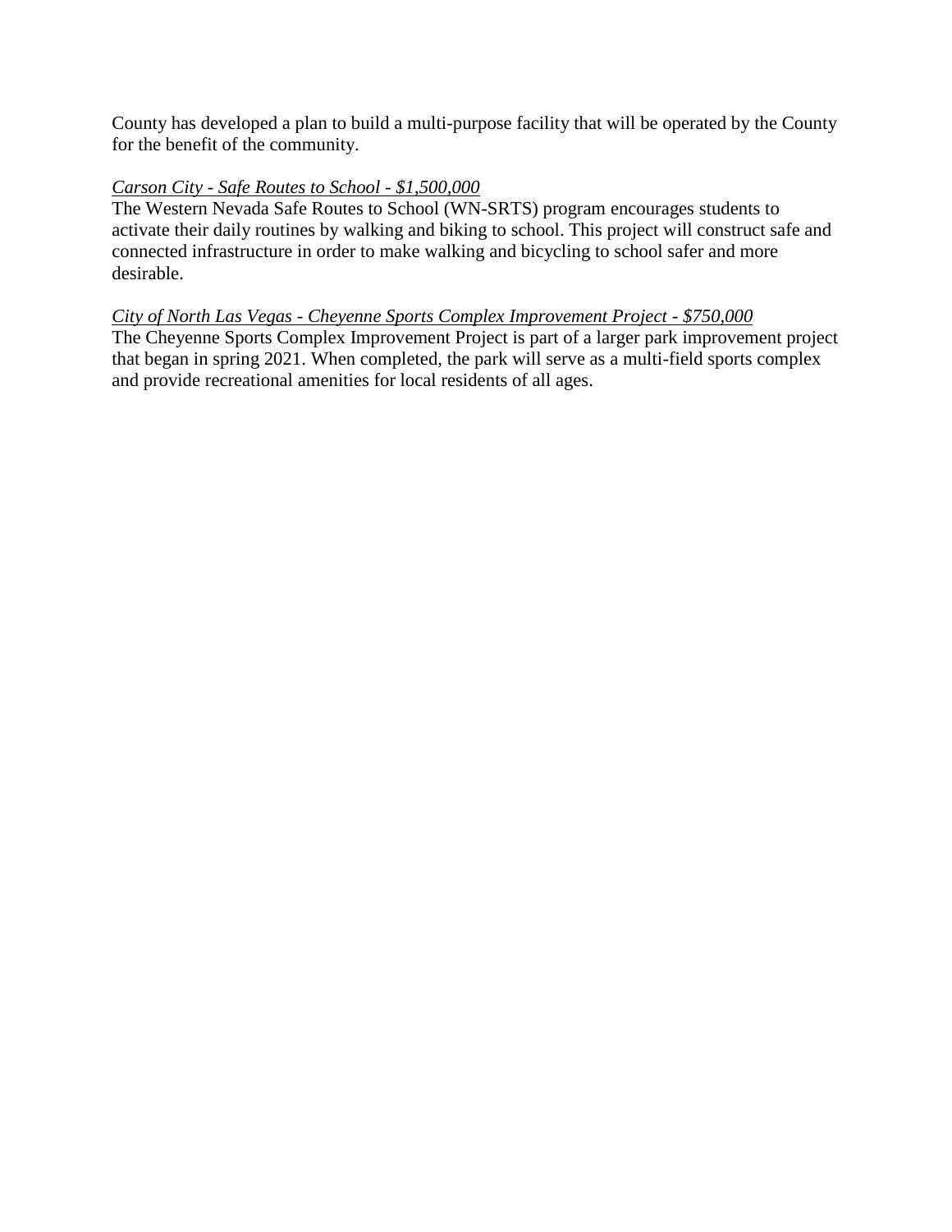County has developed a plan to build a multi-purpose facility that will be operated by the County for the benefit of the community.

*Carson City - Safe Routes to School - $1,500,000*
The Western Nevada Safe Routes to School (WN-SRTS) program encourages students to activate their daily routines by walking and biking to school. This project will construct safe and connected infrastructure in order to make walking and bicycling to school safer and more desirable.

*City of North Las Vegas - Cheyenne Sports Complex Improvement Project - $750,000*
The Cheyenne Sports Complex Improvement Project is part of a larger park improvement project that began in spring 2021. When completed, the park will serve as a multi-field sports complex and provide recreational amenities for local residents of all ages.